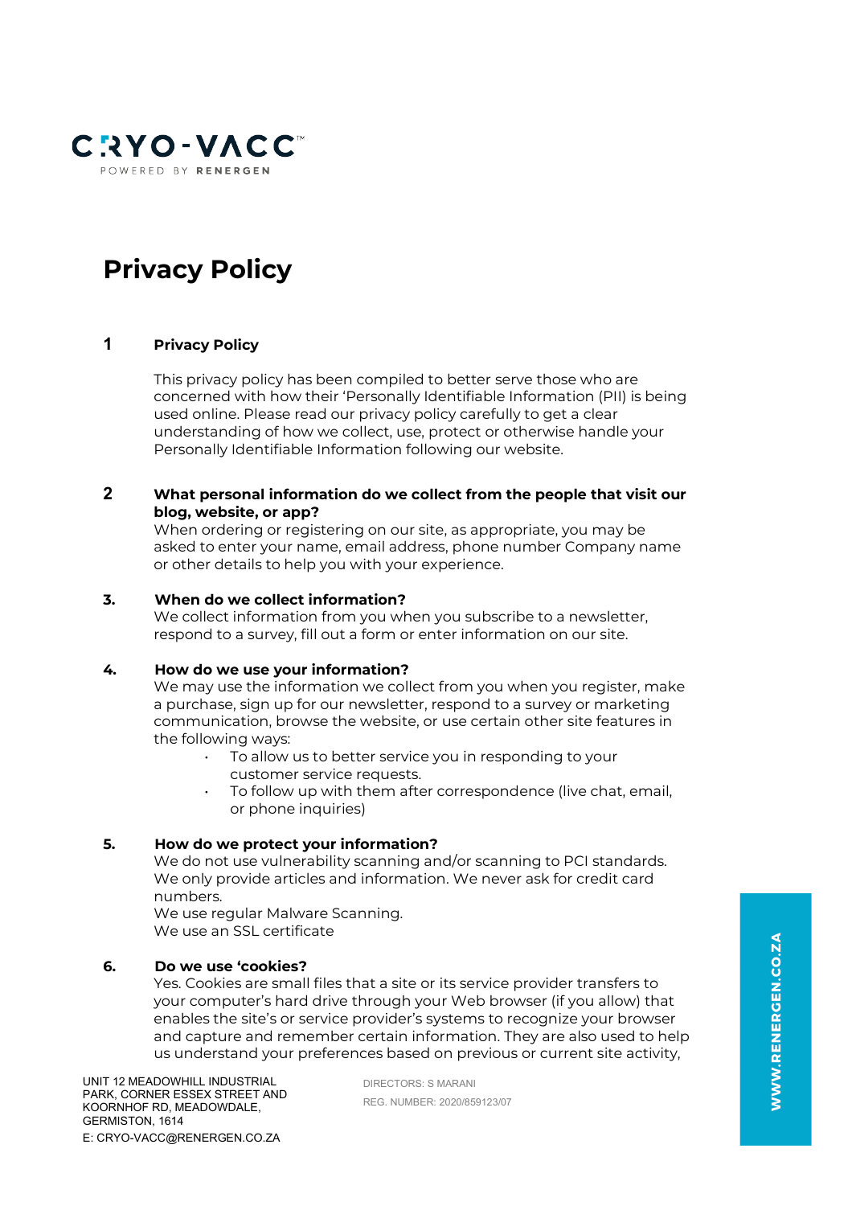CRYO-VACC™

POWERED BY RENERGEN

# Privacy Policy

## 1 Privacy Policy

This privacy policy has been compiled to better serve those who are concerned with how their 'Personally Identifiable Information (PII) is being used online. Please read our privacy policy carefully to get a clear understanding of how we collect, use, protect or otherwise handle your Personally Identifiable Information following our website.

## 2 What personal information do we collect from the people that visit our blog, website, or app?

When ordering or registering on our site, as appropriate, you may be asked to enter your name, email address, phone number Company name or other details to help you with your experience.

## 3. When do we collect information?

We collect information from you when you subscribe to a newsletter, respond to a survey, fill out a form or enter information on our site.

## 4. How do we use your information?

We may use the information we collect from you when you register, make a purchase, sign up for our newsletter, respond to a survey or marketing communication, browse the website, or use certain other site features in the following ways:

- To allow us to better service you in responding to your customer service requests.
- To follow up with them after correspondence (live chat, email, or phone inquiries)

## 5. How do we protect your information?

We do not use vulnerability scanning and/or scanning to PCI standards. We only provide articles and information. We never ask for credit card numbers.
We use regular Malware Scanning.
We use an SSL certificate

## 6. Do we use 'cookies?

Yes. Cookies are small files that a site or its service provider transfers to your computer's hard drive through your Web browser (if you allow) that enables the site's or service provider's systems to recognize your browser and capture and remember certain information. They are also used to help us understand your preferences based on previous or current site activity,

UNIT 12 MEADOWHILL INDUSTRIAL PARK, CORNER ESSEX STREET AND KOORNHOF RD, MEADOWDALE, GERMISTON, 1614
E: CRYO-VACC@RENERGEN.CO.ZA

DIRECTORS: S MARANI
REG. NUMBER: 2020/859123/07

WWW.RENERGEN.CO.ZA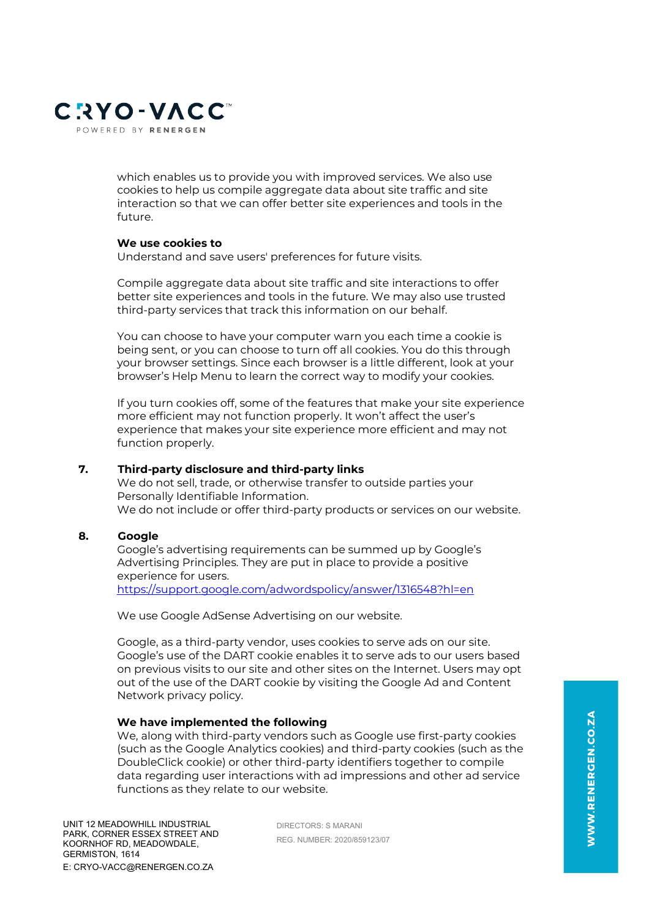which enables us to provide you with improved services. We also use cookies to help us compile aggregate data about site traffic and site interaction so that we can offer better site experiences and tools in the future.

**We use cookies to**
Understand and save users' preferences for future visits.

Compile aggregate data about site traffic and site interactions to offer better site experiences and tools in the future. We may also use trusted third-party services that track this information on our behalf.

You can choose to have your computer warn you each time a cookie is being sent, or you can choose to turn off all cookies. You do this through your browser settings. Since each browser is a little different, look at your browser's Help Menu to learn the correct way to modify your cookies.

If you turn cookies off, some of the features that make your site experience more efficient may not function properly. It won't affect the user's experience that makes your site experience more efficient and may not function properly.

## 7. Third-party disclosure and third-party links

We do not sell, trade, or otherwise transfer to outside parties your Personally Identifiable Information.
We do not include or offer third-party products or services on our website.

## 8. Google

Google's advertising requirements can be summed up by Google's Advertising Principles. They are put in place to provide a positive experience for users.
https://support.google.com/adwordspolicy/answer/1316548?hl=en

We use Google AdSense Advertising on our website.

Google, as a third-party vendor, uses cookies to serve ads on our site. Google's use of the DART cookie enables it to serve ads to our users based on previous visits to our site and other sites on the Internet. Users may opt out of the use of the DART cookie by visiting the Google Ad and Content Network privacy policy.

**We have implemented the following**
We, along with third-party vendors such as Google use first-party cookies (such as the Google Analytics cookies) and third-party cookies (such as the DoubleClick cookie) or other third-party identifiers together to compile data regarding user interactions with ad impressions and other ad service functions as they relate to our website.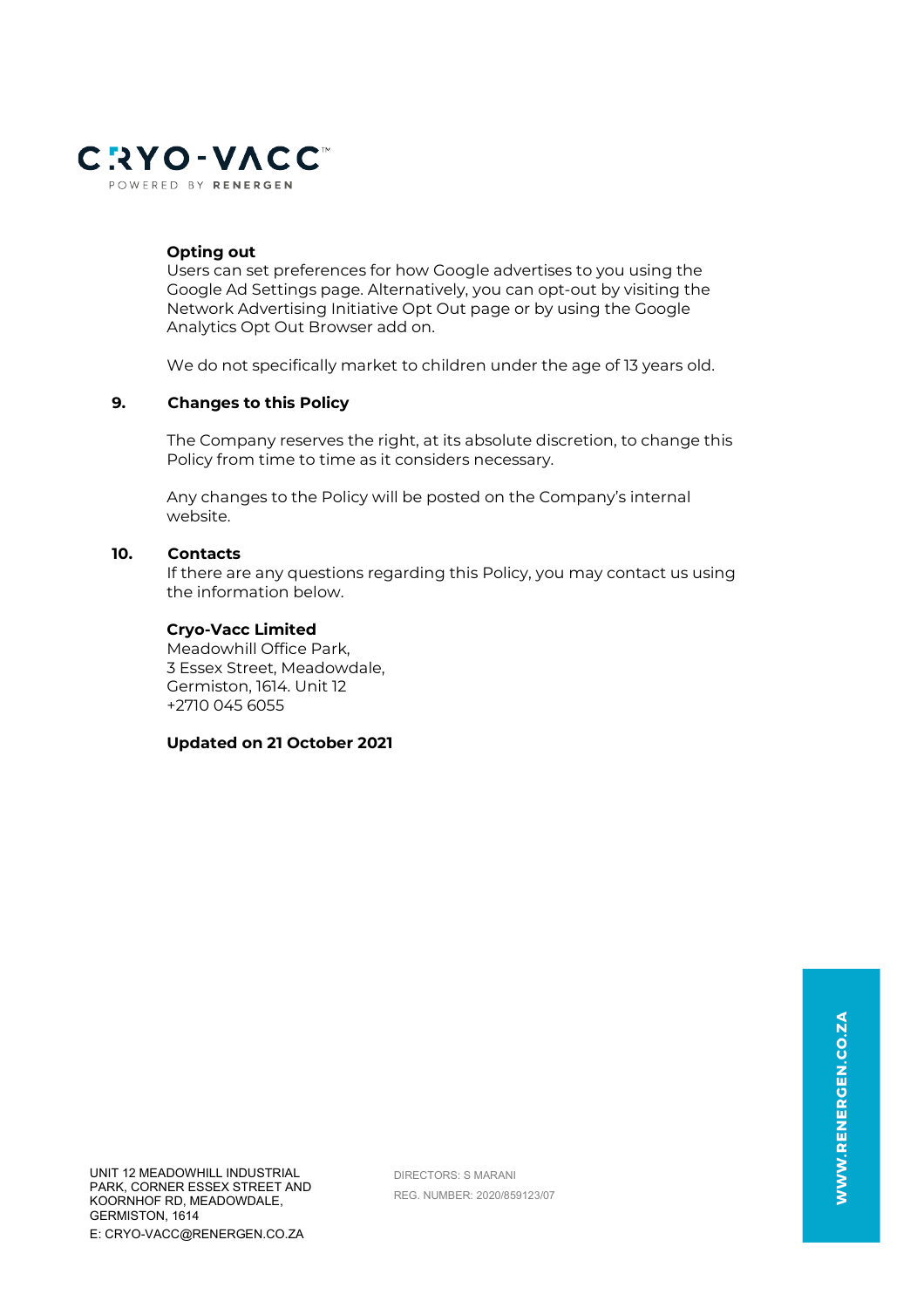**Opting out**
Users can set preferences for how Google advertises to you using the Google Ad Settings page. Alternatively, you can opt-out by visiting the Network Advertising Initiative Opt Out page or by using the Google Analytics Opt Out Browser add on.

We do not specifically market to children under the age of 13 years old.

## 9. Changes to this Policy

The Company reserves the right, at its absolute discretion, to change this Policy from time to time as it considers necessary.

Any changes to the Policy will be posted on the Company's internal website.

## 10. Contacts

If there are any questions regarding this Policy, you may contact us using the information below.

**Cryo-Vacc Limited**
Meadowhill Office Park,
3 Essex Street, Meadowdale,
Germiston, 1614. Unit 12
+2710 045 6055

**Updated on 21 October 2021**